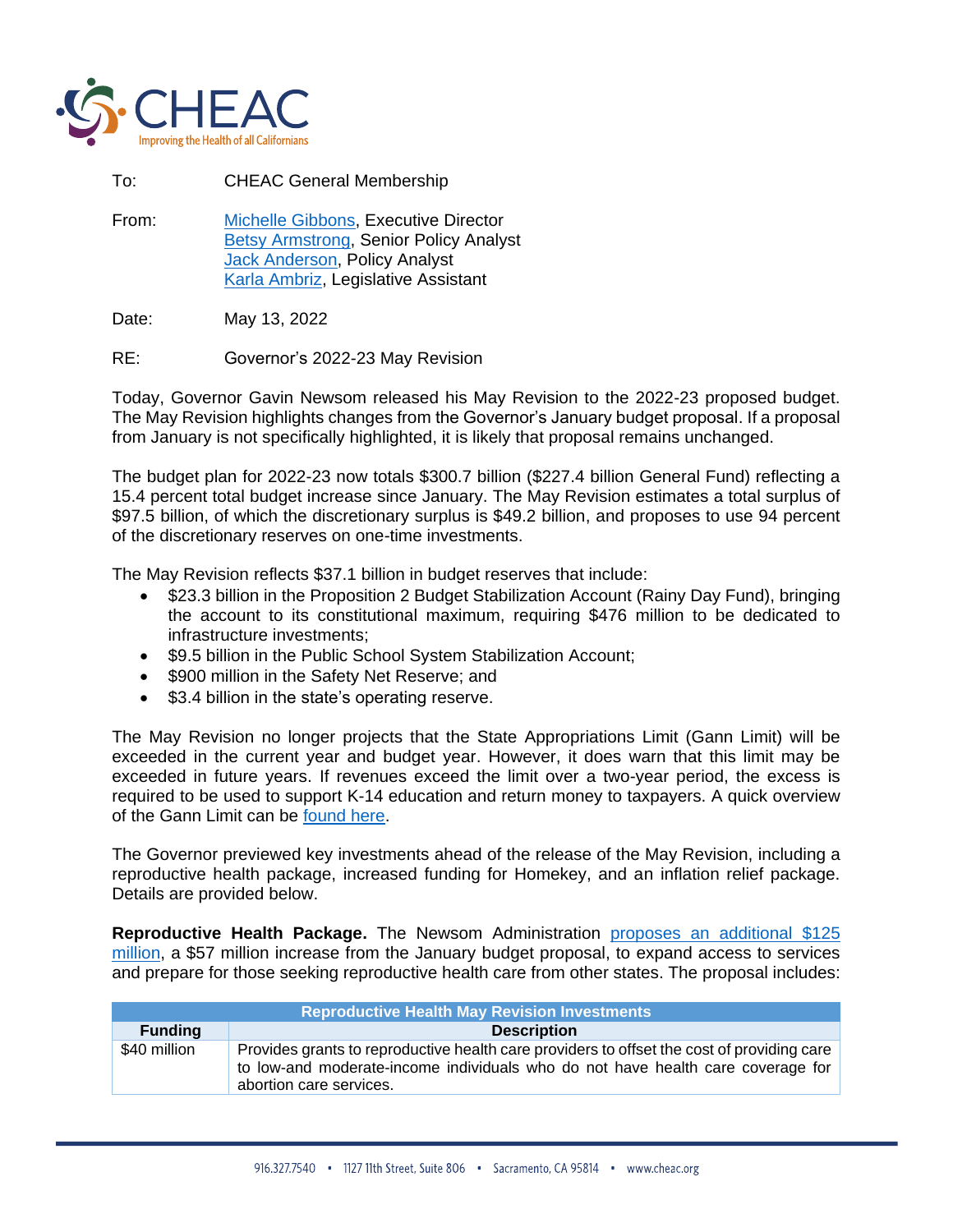To: CHEAC General Membership

From: Michelle Gibbons, Executive Director
Betsy Armstrong, Senior Policy Analyst
Jack Anderson, Policy Analyst
Karla Ambriz, Legislative Assistant

Date: May 13, 2022

RE: Governor's 2022-23 May Revision

Today, Governor Gavin Newsom released his May Revision to the 2022-23 proposed budget. The May Revision highlights changes from the Governor's January budget proposal. If a proposal from January is not specifically highlighted, it is likely that proposal remains unchanged.

The budget plan for 2022-23 now totals $300.7 billion ($227.4 billion General Fund) reflecting a 15.4 percent total budget increase since January. The May Revision estimates a total surplus of $97.5 billion, of which the discretionary surplus is $49.2 billion, and proposes to use 94 percent of the discretionary reserves on one-time investments.

The May Revision reflects $37.1 billion in budget reserves that include:

- $23.3 billion in the Proposition 2 Budget Stabilization Account (Rainy Day Fund), bringing the account to its constitutional maximum, requiring $476 million to be dedicated to infrastructure investments;
- $9.5 billion in the Public School System Stabilization Account;
- $900 million in the Safety Net Reserve; and
- $3.4 billion in the state's operating reserve.

The May Revision no longer projects that the State Appropriations Limit (Gann Limit) will be exceeded in the current year and budget year. However, it does warn that this limit may be exceeded in future years. If revenues exceed the limit over a two-year period, the excess is required to be used to support K-14 education and return money to taxpayers. A quick overview of the Gann Limit can be found here.

The Governor previewed key investments ahead of the release of the May Revision, including a reproductive health package, increased funding for Homekey, and an inflation relief package. Details are provided below.

**Reproductive Health Package.** The Newsom Administration proposes an additional $125 million, a $57 million increase from the January budget proposal, to expand access to services and prepare for those seeking reproductive health care from other states. The proposal includes:

| Reproductive Health May Revision Investments | |
|---|---|
| **Funding** | **Description** |
| $40 million | Provides grants to reproductive health care providers to offset the cost of providing care to low-and moderate-income individuals who do not have health care coverage for abortion care services. |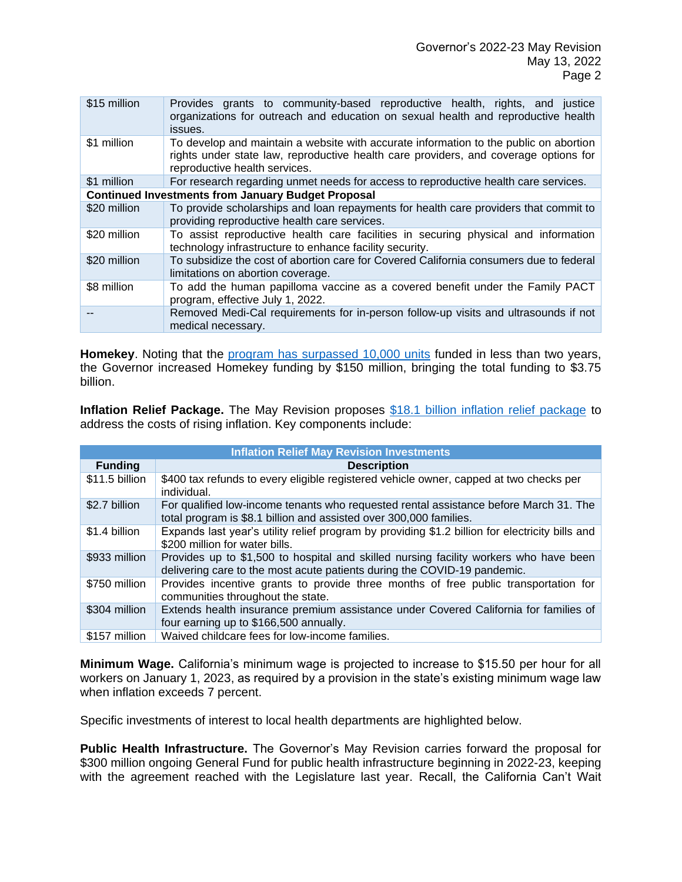| | |
|---|---|
| $15 million | Provides grants to community-based reproductive health, rights, and justice organizations for outreach and education on sexual health and reproductive health issues. |
| $1 million | To develop and maintain a website with accurate information to the public on abortion rights under state law, reproductive health care providers, and coverage options for reproductive health services. |
| $1 million | For research regarding unmet needs for access to reproductive health care services. |
| **Continued Investments from January Budget Proposal** | |
| $20 million | To provide scholarships and loan repayments for health care providers that commit to providing reproductive health care services. |
| $20 million | To assist reproductive health care facilities in securing physical and information technology infrastructure to enhance facility security. |
| $20 million | To subsidize the cost of abortion care for Covered California consumers due to federal limitations on abortion coverage. |
| $8 million | To add the human papilloma vaccine as a covered benefit under the Family PACT program, effective July 1, 2022. |
| -- | Removed Medi-Cal requirements for in-person follow-up visits and ultrasounds if not medical necessary. |

**Homekey**. Noting that the program has surpassed 10,000 units funded in less than two years, the Governor increased Homekey funding by $150 million, bringing the total funding to $3.75 billion.

**Inflation Relief Package.** The May Revision proposes $18.1 billion inflation relief package to address the costs of rising inflation. Key components include:

| Inflation Relief May Revision Investments | |
|---|---|
| **Funding** | **Description** |
| $11.5 billion | $400 tax refunds to every eligible registered vehicle owner, capped at two checks per individual. |
| $2.7 billion | For qualified low-income tenants who requested rental assistance before March 31. The total program is $8.1 billion and assisted over 300,000 families. |
| $1.4 billion | Expands last year's utility relief program by providing $1.2 billion for electricity bills and $200 million for water bills. |
| $933 million | Provides up to $1,500 to hospital and skilled nursing facility workers who have been delivering care to the most acute patients during the COVID-19 pandemic. |
| $750 million | Provides incentive grants to provide three months of free public transportation for communities throughout the state. |
| $304 million | Extends health insurance premium assistance under Covered California for families of four earning up to $166,500 annually. |
| $157 million | Waived childcare fees for low-income families. |

**Minimum Wage.** California's minimum wage is projected to increase to $15.50 per hour for all workers on January 1, 2023, as required by a provision in the state's existing minimum wage law when inflation exceeds 7 percent.

Specific investments of interest to local health departments are highlighted below.

**Public Health Infrastructure.** The Governor's May Revision carries forward the proposal for $300 million ongoing General Fund for public health infrastructure beginning in 2022-23, keeping with the agreement reached with the Legislature last year. Recall, the California Can't Wait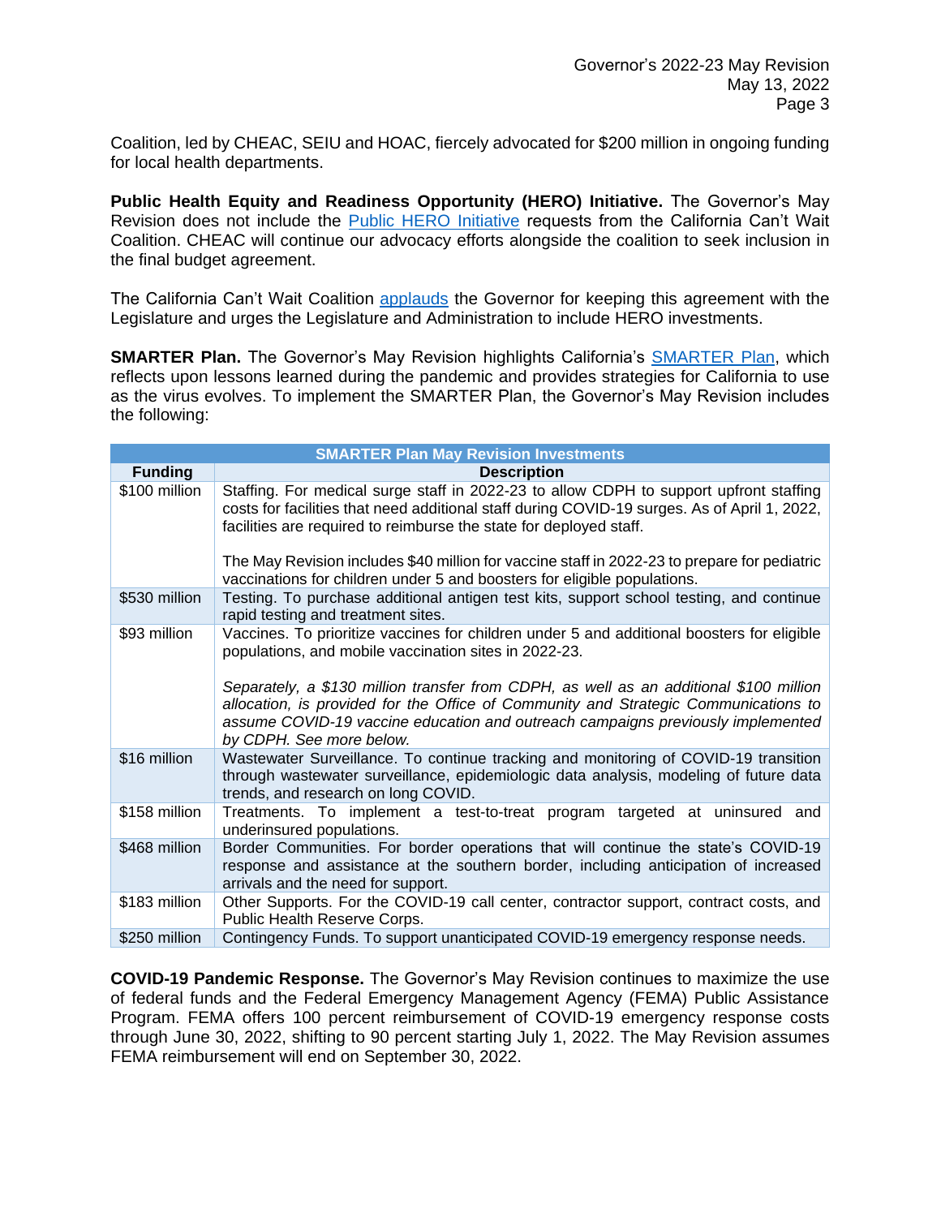Coalition, led by CHEAC, SEIU and HOAC, fiercely advocated for $200 million in ongoing funding for local health departments.

**Public Health Equity and Readiness Opportunity (HERO) Initiative.** The Governor's May Revision does not include the Public HERO Initiative requests from the California Can't Wait Coalition. CHEAC will continue our advocacy efforts alongside the coalition to seek inclusion in the final budget agreement.

The California Can't Wait Coalition applauds the Governor for keeping this agreement with the Legislature and urges the Legislature and Administration to include HERO investments.

**SMARTER Plan.** The Governor's May Revision highlights California's SMARTER Plan, which reflects upon lessons learned during the pandemic and provides strategies for California to use as the virus evolves. To implement the SMARTER Plan, the Governor's May Revision includes the following:

| **SMARTER Plan May Revision Investments** | |
|---|---|
| **Funding** | **Description** |
| $100 million | Staffing. For medical surge staff in 2022-23 to allow CDPH to support upfront staffing costs for facilities that need additional staff during COVID-19 surges. As of April 1, 2022, facilities are required to reimburse the state for deployed staff.<br><br>The May Revision includes $40 million for vaccine staff in 2022-23 to prepare for pediatric vaccinations for children under 5 and boosters for eligible populations. |
| $530 million | Testing. To purchase additional antigen test kits, support school testing, and continue rapid testing and treatment sites. |
| $93 million | Vaccines. To prioritize vaccines for children under 5 and additional boosters for eligible populations, and mobile vaccination sites in 2022-23.<br><br>*Separately, a $130 million transfer from CDPH, as well as an additional $100 million allocation, is provided for the Office of Community and Strategic Communications to assume COVID-19 vaccine education and outreach campaigns previously implemented by CDPH. See more below.* |
| $16 million | Wastewater Surveillance. To continue tracking and monitoring of COVID-19 transition through wastewater surveillance, epidemiologic data analysis, modeling of future data trends, and research on long COVID. |
| $158 million | Treatments. To implement a test-to-treat program targeted at uninsured and underinsured populations. |
| $468 million | Border Communities. For border operations that will continue the state's COVID-19 response and assistance at the southern border, including anticipation of increased arrivals and the need for support. |
| $183 million | Other Supports. For the COVID-19 call center, contractor support, contract costs, and Public Health Reserve Corps. |
| $250 million | Contingency Funds. To support unanticipated COVID-19 emergency response needs. |

**COVID-19 Pandemic Response.** The Governor's May Revision continues to maximize the use of federal funds and the Federal Emergency Management Agency (FEMA) Public Assistance Program. FEMA offers 100 percent reimbursement of COVID-19 emergency response costs through June 30, 2022, shifting to 90 percent starting July 1, 2022. The May Revision assumes FEMA reimbursement will end on September 30, 2022.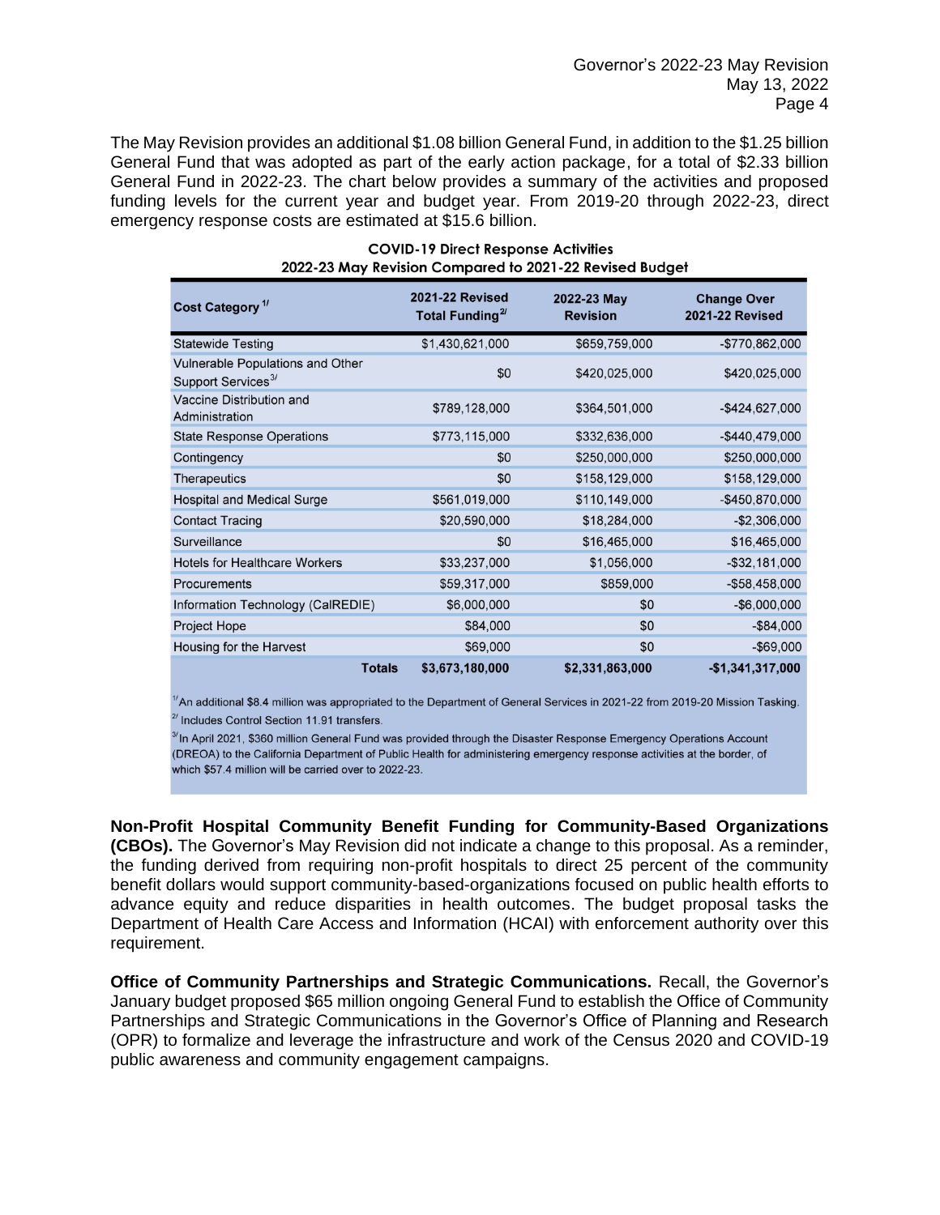The May Revision provides an additional $1.08 billion General Fund, in addition to the $1.25 billion General Fund that was adopted as part of the early action package, for a total of $2.33 billion General Fund in 2022-23. The chart below provides a summary of the activities and proposed funding levels for the current year and budget year. From 2019-20 through 2022-23, direct emergency response costs are estimated at $15.6 billion.

**COVID-19 Direct Response Activities**
**2022-23 May Revision Compared to 2021-22 Revised Budget**

| Cost Category [1/] | 2021-22 Revised Total Funding [2/] | 2022-23 May Revision | Change Over 2021-22 Revised |
|---|---|---|---|
| Statewide Testing | $1,430,621,000 | $659,759,000 | -$770,862,000 |
| Vulnerable Populations and Other Support Services [3/] | $0 | $420,025,000 | $420,025,000 |
| Vaccine Distribution and Administration | $789,128,000 | $364,501,000 | -$424,627,000 |
| State Response Operations | $773,115,000 | $332,636,000 | -$440,479,000 |
| Contingency | $0 | $250,000,000 | $250,000,000 |
| Therapeutics | $0 | $158,129,000 | $158,129,000 |
| Hospital and Medical Surge | $561,019,000 | $110,149,000 | -$450,870,000 |
| Contact Tracing | $20,590,000 | $18,284,000 | -$2,306,000 |
| Surveillance | $0 | $16,465,000 | $16,465,000 |
| Hotels for Healthcare Workers | $33,237,000 | $1,056,000 | -$32,181,000 |
| Procurements | $59,317,000 | $859,000 | -$58,458,000 |
| Information Technology (CalREDIE) | $6,000,000 | $0 | -$6,000,000 |
| Project Hope | $84,000 | $0 | -$84,000 |
| Housing for the Harvest | $69,000 | $0 | -$69,000 |
| **Totals** | **$3,673,180,000** | **$2,331,863,000** | **-$1,341,317,000** |

[1/] An additional $8.4 million was appropriated to the Department of General Services in 2021-22 from 2019-20 Mission Tasking.

[2/] Includes Control Section 11.91 transfers.

[3/] In April 2021, $360 million General Fund was provided through the Disaster Response Emergency Operations Account (DREOA) to the California Department of Public Health for administering emergency response activities at the border, of which $57.4 million will be carried over to 2022-23.

**Non-Profit Hospital Community Benefit Funding for Community-Based Organizations (CBOs).** The Governor's May Revision did not indicate a change to this proposal. As a reminder, the funding derived from requiring non-profit hospitals to direct 25 percent of the community benefit dollars would support community-based-organizations focused on public health efforts to advance equity and reduce disparities in health outcomes. The budget proposal tasks the Department of Health Care Access and Information (HCAI) with enforcement authority over this requirement.

**Office of Community Partnerships and Strategic Communications.** Recall, the Governor's January budget proposed $65 million ongoing General Fund to establish the Office of Community Partnerships and Strategic Communications in the Governor's Office of Planning and Research (OPR) to formalize and leverage the infrastructure and work of the Census 2020 and COVID-19 public awareness and community engagement campaigns.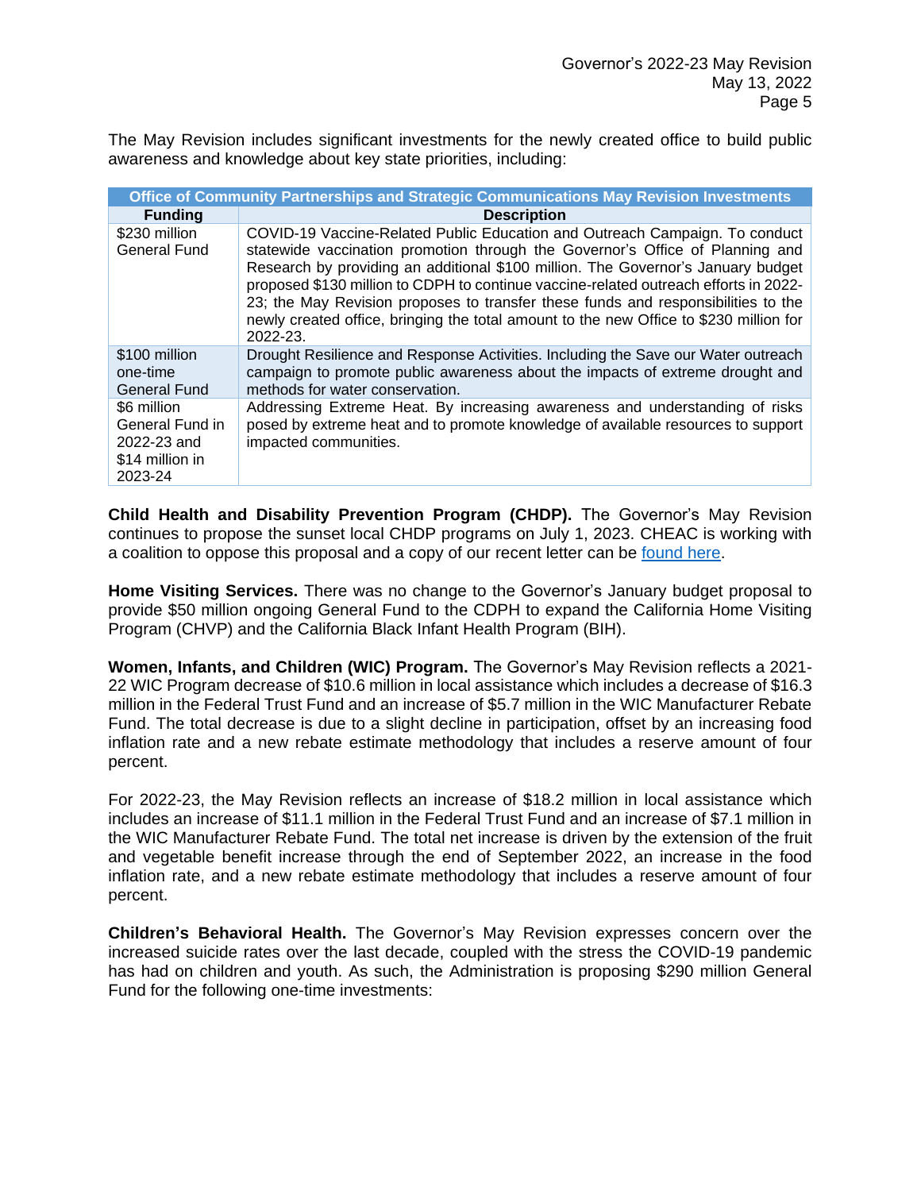The May Revision includes significant investments for the newly created office to build public awareness and knowledge about key state priorities, including:

| Office of Community Partnerships and Strategic Communications May Revision Investments | |
|---|---|
| **Funding** | **Description** |
| $230 million General Fund | COVID-19 Vaccine-Related Public Education and Outreach Campaign. To conduct statewide vaccination promotion through the Governor's Office of Planning and Research by providing an additional $100 million. The Governor's January budget proposed $130 million to CDPH to continue vaccine-related outreach efforts in 2022-23; the May Revision proposes to transfer these funds and responsibilities to the newly created office, bringing the total amount to the new Office to $230 million for 2022-23. |
| $100 million one-time General Fund | Drought Resilience and Response Activities. Including the Save our Water outreach campaign to promote public awareness about the impacts of extreme drought and methods for water conservation. |
| $6 million General Fund in 2022-23 and $14 million in 2023-24 | Addressing Extreme Heat. By increasing awareness and understanding of risks posed by extreme heat and to promote knowledge of available resources to support impacted communities. |

**Child Health and Disability Prevention Program (CHDP).** The Governor's May Revision continues to propose the sunset local CHDP programs on July 1, 2023. CHEAC is working with a coalition to oppose this proposal and a copy of our recent letter can be found here.

**Home Visiting Services.** There was no change to the Governor's January budget proposal to provide $50 million ongoing General Fund to the CDPH to expand the California Home Visiting Program (CHVP) and the California Black Infant Health Program (BIH).

**Women, Infants, and Children (WIC) Program.** The Governor's May Revision reflects a 2021-22 WIC Program decrease of $10.6 million in local assistance which includes a decrease of $16.3 million in the Federal Trust Fund and an increase of $5.7 million in the WIC Manufacturer Rebate Fund. The total decrease is due to a slight decline in participation, offset by an increasing food inflation rate and a new rebate estimate methodology that includes a reserve amount of four percent.

For 2022-23, the May Revision reflects an increase of $18.2 million in local assistance which includes an increase of $11.1 million in the Federal Trust Fund and an increase of $7.1 million in the WIC Manufacturer Rebate Fund. The total net increase is driven by the extension of the fruit and vegetable benefit increase through the end of September 2022, an increase in the food inflation rate, and a new rebate estimate methodology that includes a reserve amount of four percent.

**Children's Behavioral Health.** The Governor's May Revision expresses concern over the increased suicide rates over the last decade, coupled with the stress the COVID-19 pandemic has had on children and youth. As such, the Administration is proposing $290 million General Fund for the following one-time investments: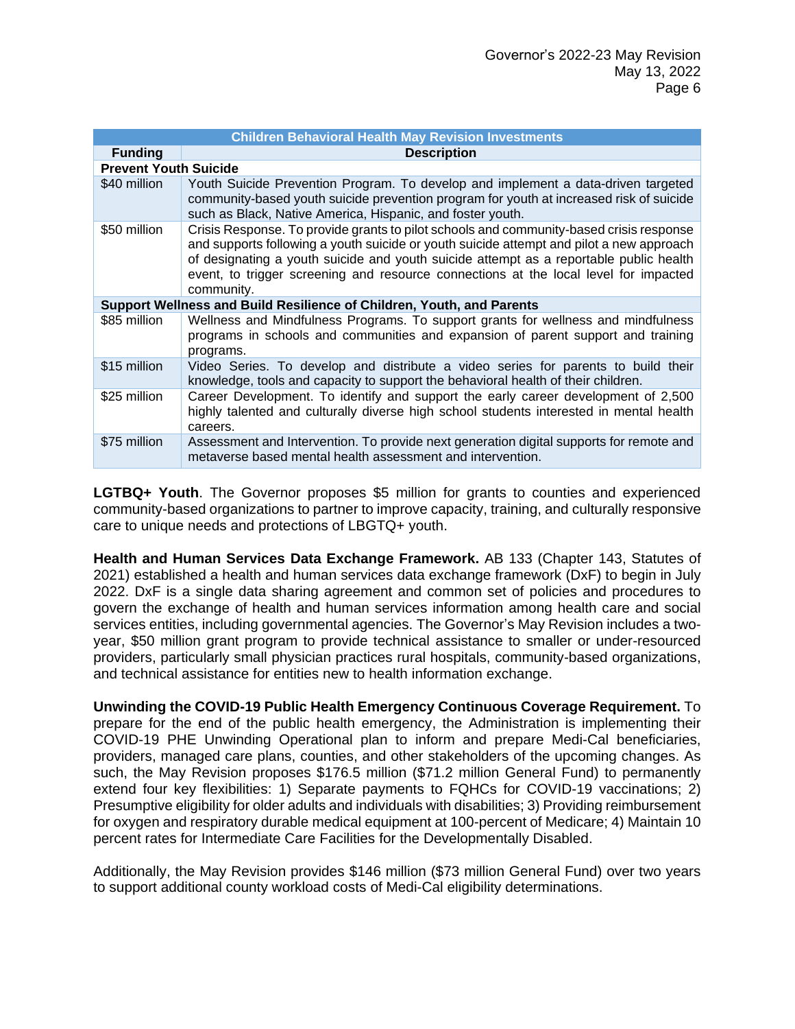| Children Behavioral Health May Revision Investments | |
|---|---|
| **Funding** | **Description** |
| **Prevent Youth Suicide** | |
| $40 million | Youth Suicide Prevention Program. To develop and implement a data-driven targeted community-based youth suicide prevention program for youth at increased risk of suicide such as Black, Native America, Hispanic, and foster youth. |
| $50 million | Crisis Response. To provide grants to pilot schools and community-based crisis response and supports following a youth suicide or youth suicide attempt and pilot a new approach of designating a youth suicide and youth suicide attempt as a reportable public health event, to trigger screening and resource connections at the local level for impacted community. |
| **Support Wellness and Build Resilience of Children, Youth, and Parents** | |
| $85 million | Wellness and Mindfulness Programs. To support grants for wellness and mindfulness programs in schools and communities and expansion of parent support and training programs. |
| $15 million | Video Series. To develop and distribute a video series for parents to build their knowledge, tools and capacity to support the behavioral health of their children. |
| $25 million | Career Development. To identify and support the early career development of 2,500 highly talented and culturally diverse high school students interested in mental health careers. |
| $75 million | Assessment and Intervention. To provide next generation digital supports for remote and metaverse based mental health assessment and intervention. |

**LGTBQ+ Youth**. The Governor proposes $5 million for grants to counties and experienced community-based organizations to partner to improve capacity, training, and culturally responsive care to unique needs and protections of LBGTQ+ youth.

**Health and Human Services Data Exchange Framework.** AB 133 (Chapter 143, Statutes of 2021) established a health and human services data exchange framework (DxF) to begin in July 2022. DxF is a single data sharing agreement and common set of policies and procedures to govern the exchange of health and human services information among health care and social services entities, including governmental agencies. The Governor's May Revision includes a two-year, $50 million grant program to provide technical assistance to smaller or under-resourced providers, particularly small physician practices rural hospitals, community-based organizations, and technical assistance for entities new to health information exchange.

**Unwinding the COVID-19 Public Health Emergency Continuous Coverage Requirement.** To prepare for the end of the public health emergency, the Administration is implementing their COVID-19 PHE Unwinding Operational plan to inform and prepare Medi-Cal beneficiaries, providers, managed care plans, counties, and other stakeholders of the upcoming changes. As such, the May Revision proposes $176.5 million ($71.2 million General Fund) to permanently extend four key flexibilities: 1) Separate payments to FQHCs for COVID-19 vaccinations; 2) Presumptive eligibility for older adults and individuals with disabilities; 3) Providing reimbursement for oxygen and respiratory durable medical equipment at 100-percent of Medicare; 4) Maintain 10 percent rates for Intermediate Care Facilities for the Developmentally Disabled.

Additionally, the May Revision provides $146 million ($73 million General Fund) over two years to support additional county workload costs of Medi-Cal eligibility determinations.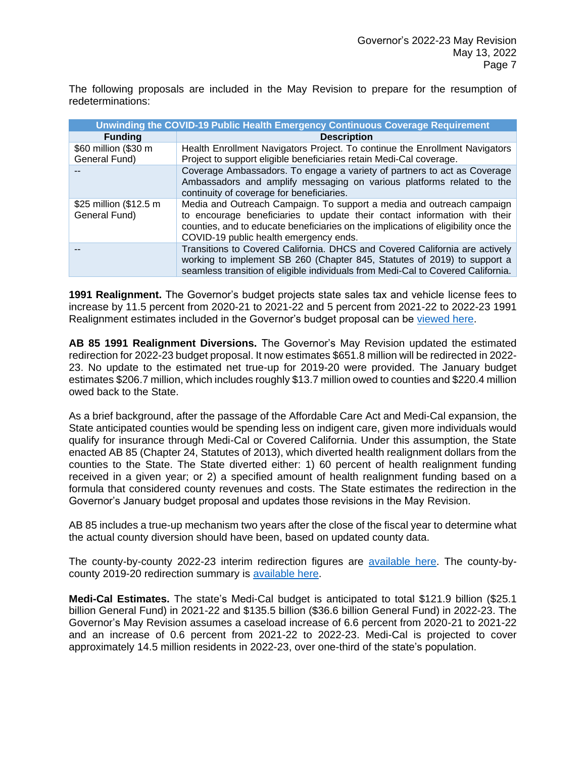The following proposals are included in the May Revision to prepare for the resumption of redeterminations:

| Unwinding the COVID-19 Public Health Emergency Continuous Coverage Requirement | |
|---|---|
| **Funding** | **Description** |
| $60 million ($30 m General Fund) | Health Enrollment Navigators Project. To continue the Enrollment Navigators Project to support eligible beneficiaries retain Medi-Cal coverage. |
| -- | Coverage Ambassadors. To engage a variety of partners to act as Coverage Ambassadors and amplify messaging on various platforms related to the continuity of coverage for beneficiaries. |
| $25 million ($12.5 m General Fund) | Media and Outreach Campaign. To support a media and outreach campaign to encourage beneficiaries to update their contact information with their counties, and to educate beneficiaries on the implications of eligibility once the COVID-19 public health emergency ends. |
| -- | Transitions to Covered California. DHCS and Covered California are actively working to implement SB 260 (Chapter 845, Statutes of 2019) to support a seamless transition of eligible individuals from Medi-Cal to Covered California. |

**1991 Realignment.** The Governor's budget projects state sales tax and vehicle license fees to increase by 11.5 percent from 2020-21 to 2021-22 and 5 percent from 2021-22 to 2022-23 1991 Realignment estimates included in the Governor's budget proposal can be viewed here.

**AB 85 1991 Realignment Diversions.** The Governor's May Revision updated the estimated redirection for 2022-23 budget proposal. It now estimates $651.8 million will be redirected in 2022-23. No update to the estimated net true-up for 2019-20 were provided. The January budget estimates $206.7 million, which includes roughly $13.7 million owed to counties and $220.4 million owed back to the State.

As a brief background, after the passage of the Affordable Care Act and Medi-Cal expansion, the State anticipated counties would be spending less on indigent care, given more individuals would qualify for insurance through Medi-Cal or Covered California. Under this assumption, the State enacted AB 85 (Chapter 24, Statutes of 2013), which diverted health realignment dollars from the counties to the State. The State diverted either: 1) 60 percent of health realignment funding received in a given year; or 2) a specified amount of health realignment funding based on a formula that considered county revenues and costs. The State estimates the redirection in the Governor's January budget proposal and updates those revisions in the May Revision.

AB 85 includes a true-up mechanism two years after the close of the fiscal year to determine what the actual county diversion should have been, based on updated county data.

The county-by-county 2022-23 interim redirection figures are available here. The county-by-county 2019-20 redirection summary is available here.

**Medi-Cal Estimates.** The state's Medi-Cal budget is anticipated to total $121.9 billion ($25.1 billion General Fund) in 2021-22 and $135.5 billion ($36.6 billion General Fund) in 2022-23. The Governor's May Revision assumes a caseload increase of 6.6 percent from 2020-21 to 2021-22 and an increase of 0.6 percent from 2021-22 to 2022-23. Medi-Cal is projected to cover approximately 14.5 million residents in 2022-23, over one-third of the state's population.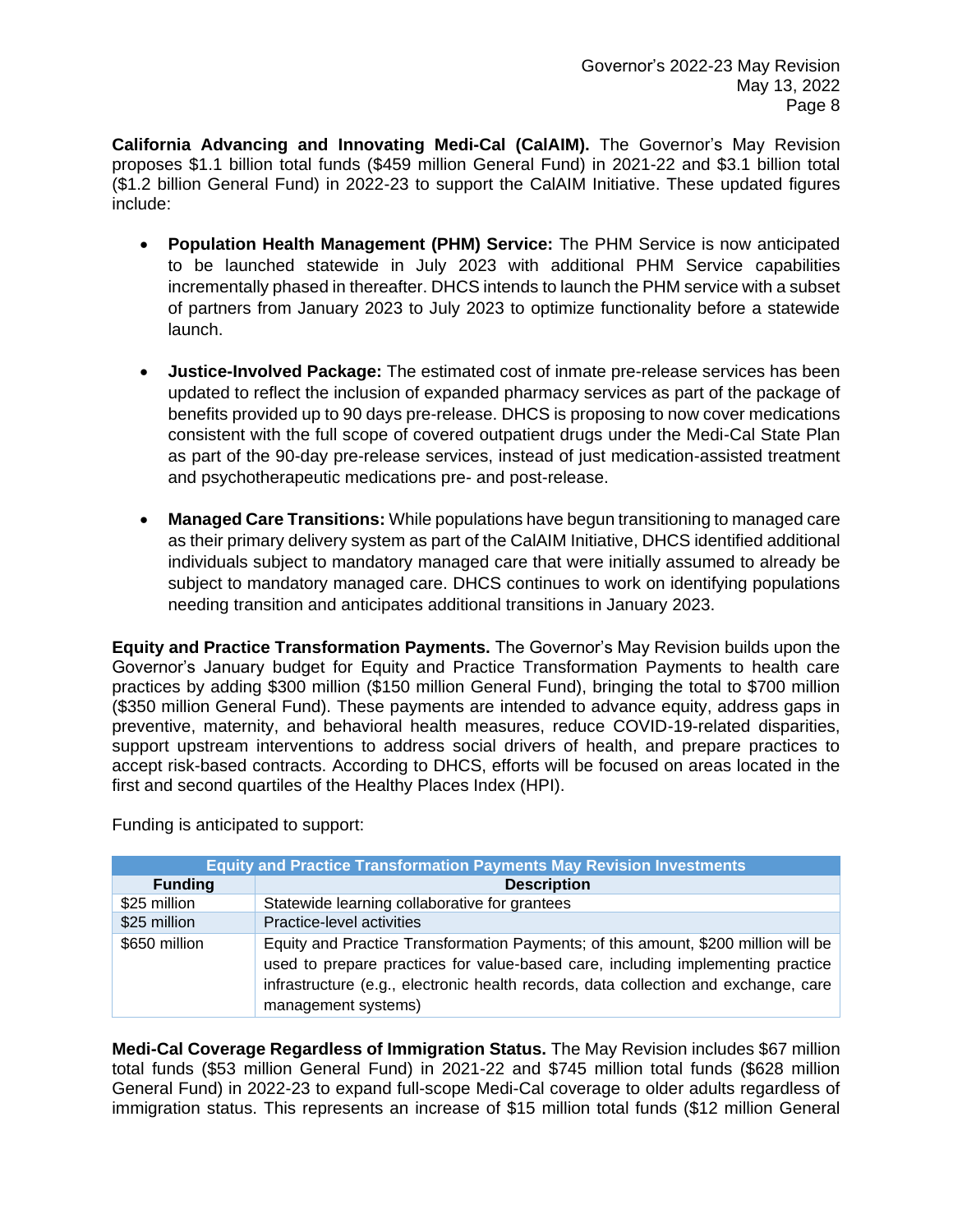**California Advancing and Innovating Medi-Cal (CalAIM).** The Governor's May Revision proposes $1.1 billion total funds ($459 million General Fund) in 2021-22 and $3.1 billion total ($1.2 billion General Fund) in 2022-23 to support the CalAIM Initiative. These updated figures include:

- **Population Health Management (PHM) Service:** The PHM Service is now anticipated to be launched statewide in July 2023 with additional PHM Service capabilities incrementally phased in thereafter. DHCS intends to launch the PHM service with a subset of partners from January 2023 to July 2023 to optimize functionality before a statewide launch.

- **Justice-Involved Package:** The estimated cost of inmate pre-release services has been updated to reflect the inclusion of expanded pharmacy services as part of the package of benefits provided up to 90 days pre-release. DHCS is proposing to now cover medications consistent with the full scope of covered outpatient drugs under the Medi-Cal State Plan as part of the 90-day pre-release services, instead of just medication-assisted treatment and psychotherapeutic medications pre- and post-release.

- **Managed Care Transitions:** While populations have begun transitioning to managed care as their primary delivery system as part of the CalAIM Initiative, DHCS identified additional individuals subject to mandatory managed care that were initially assumed to already be subject to mandatory managed care. DHCS continues to work on identifying populations needing transition and anticipates additional transitions in January 2023.

**Equity and Practice Transformation Payments.** The Governor's May Revision builds upon the Governor's January budget for Equity and Practice Transformation Payments to health care practices by adding $300 million ($150 million General Fund), bringing the total to $700 million ($350 million General Fund). These payments are intended to advance equity, address gaps in preventive, maternity, and behavioral health measures, reduce COVID-19-related disparities, support upstream interventions to address social drivers of health, and prepare practices to accept risk-based contracts. According to DHCS, efforts will be focused on areas located in the first and second quartiles of the Healthy Places Index (HPI).

Funding is anticipated to support:

| Equity and Practice Transformation Payments May Revision Investments | |
|---|---|
| **Funding** | **Description** |
| $25 million | Statewide learning collaborative for grantees |
| $25 million | Practice-level activities |
| $650 million | Equity and Practice Transformation Payments; of this amount, $200 million will be used to prepare practices for value-based care, including implementing practice infrastructure (e.g., electronic health records, data collection and exchange, care management systems) |

**Medi-Cal Coverage Regardless of Immigration Status.** The May Revision includes $67 million total funds ($53 million General Fund) in 2021-22 and $745 million total funds ($628 million General Fund) in 2022-23 to expand full-scope Medi-Cal coverage to older adults regardless of immigration status. This represents an increase of $15 million total funds ($12 million General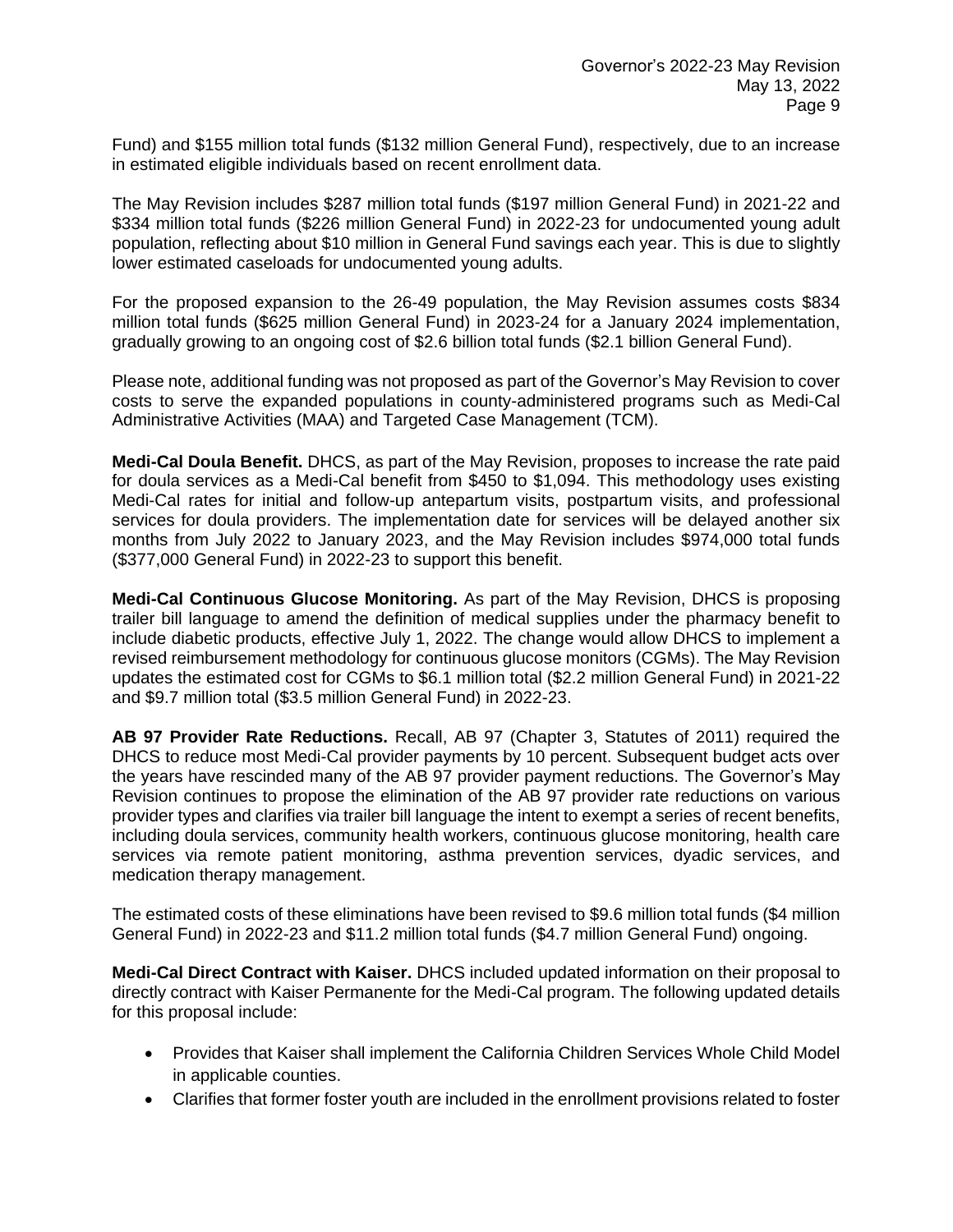Fund) and $155 million total funds ($132 million General Fund), respectively, due to an increase in estimated eligible individuals based on recent enrollment data.

The May Revision includes $287 million total funds ($197 million General Fund) in 2021-22 and $334 million total funds ($226 million General Fund) in 2022-23 for undocumented young adult population, reflecting about $10 million in General Fund savings each year. This is due to slightly lower estimated caseloads for undocumented young adults.

For the proposed expansion to the 26-49 population, the May Revision assumes costs $834 million total funds ($625 million General Fund) in 2023-24 for a January 2024 implementation, gradually growing to an ongoing cost of $2.6 billion total funds ($2.1 billion General Fund).

Please note, additional funding was not proposed as part of the Governor's May Revision to cover costs to serve the expanded populations in county-administered programs such as Medi-Cal Administrative Activities (MAA) and Targeted Case Management (TCM).

**Medi-Cal Doula Benefit.** DHCS, as part of the May Revision, proposes to increase the rate paid for doula services as a Medi-Cal benefit from $450 to $1,094. This methodology uses existing Medi-Cal rates for initial and follow-up antepartum visits, postpartum visits, and professional services for doula providers. The implementation date for services will be delayed another six months from July 2022 to January 2023, and the May Revision includes $974,000 total funds ($377,000 General Fund) in 2022-23 to support this benefit.

**Medi-Cal Continuous Glucose Monitoring.** As part of the May Revision, DHCS is proposing trailer bill language to amend the definition of medical supplies under the pharmacy benefit to include diabetic products, effective July 1, 2022. The change would allow DHCS to implement a revised reimbursement methodology for continuous glucose monitors (CGMs). The May Revision updates the estimated cost for CGMs to $6.1 million total ($2.2 million General Fund) in 2021-22 and $9.7 million total ($3.5 million General Fund) in 2022-23.

**AB 97 Provider Rate Reductions.** Recall, AB 97 (Chapter 3, Statutes of 2011) required the DHCS to reduce most Medi-Cal provider payments by 10 percent. Subsequent budget acts over the years have rescinded many of the AB 97 provider payment reductions. The Governor's May Revision continues to propose the elimination of the AB 97 provider rate reductions on various provider types and clarifies via trailer bill language the intent to exempt a series of recent benefits, including doula services, community health workers, continuous glucose monitoring, health care services via remote patient monitoring, asthma prevention services, dyadic services, and medication therapy management.

The estimated costs of these eliminations have been revised to $9.6 million total funds ($4 million General Fund) in 2022-23 and $11.2 million total funds ($4.7 million General Fund) ongoing.

**Medi-Cal Direct Contract with Kaiser.** DHCS included updated information on their proposal to directly contract with Kaiser Permanente for the Medi-Cal program. The following updated details for this proposal include:

- Provides that Kaiser shall implement the California Children Services Whole Child Model in applicable counties.
- Clarifies that former foster youth are included in the enrollment provisions related to foster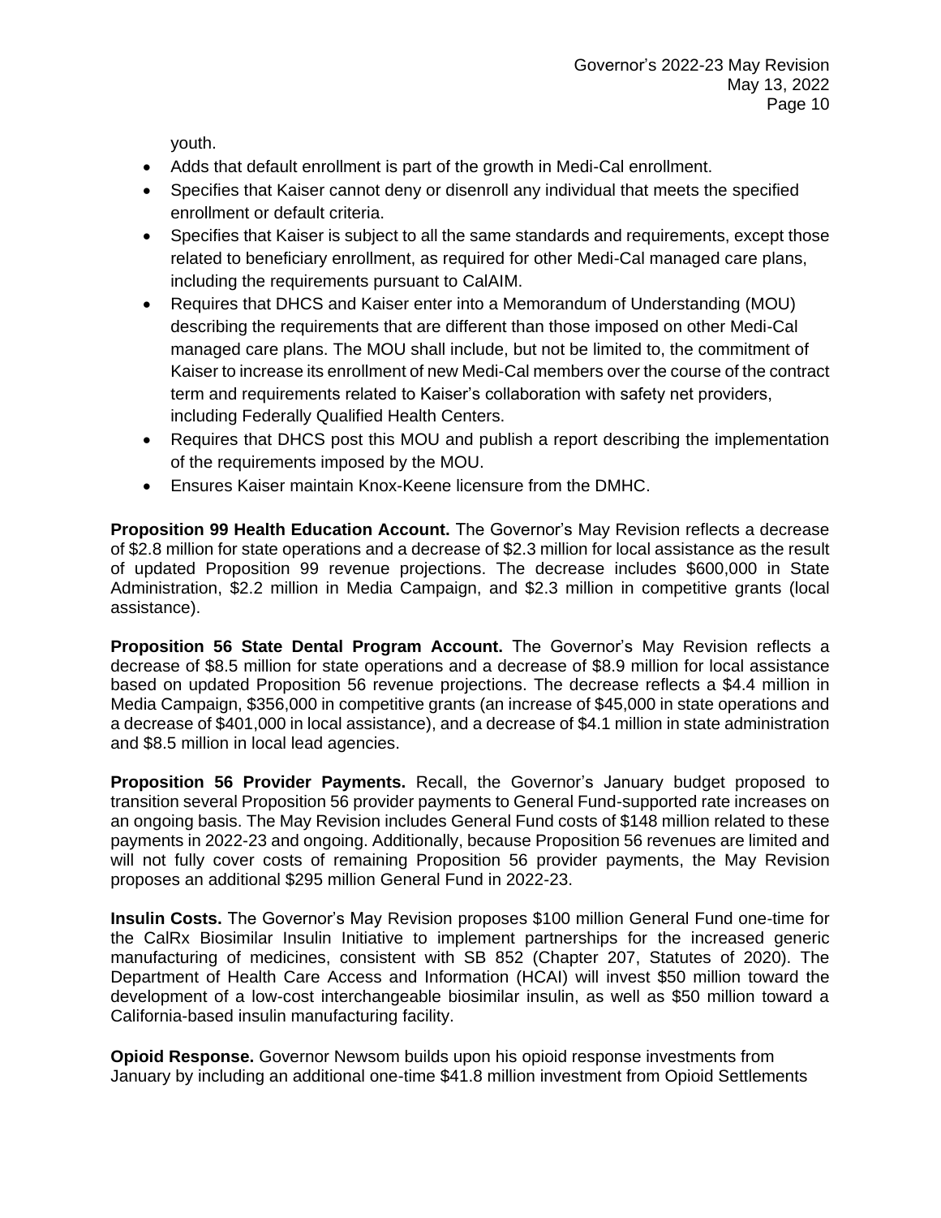youth.

- Adds that default enrollment is part of the growth in Medi-Cal enrollment.
- Specifies that Kaiser cannot deny or disenroll any individual that meets the specified enrollment or default criteria.
- Specifies that Kaiser is subject to all the same standards and requirements, except those related to beneficiary enrollment, as required for other Medi-Cal managed care plans, including the requirements pursuant to CalAIM.
- Requires that DHCS and Kaiser enter into a Memorandum of Understanding (MOU) describing the requirements that are different than those imposed on other Medi-Cal managed care plans. The MOU shall include, but not be limited to, the commitment of Kaiser to increase its enrollment of new Medi-Cal members over the course of the contract term and requirements related to Kaiser's collaboration with safety net providers, including Federally Qualified Health Centers.
- Requires that DHCS post this MOU and publish a report describing the implementation of the requirements imposed by the MOU.
- Ensures Kaiser maintain Knox-Keene licensure from the DMHC.

**Proposition 99 Health Education Account.** The Governor's May Revision reflects a decrease of $2.8 million for state operations and a decrease of $2.3 million for local assistance as the result of updated Proposition 99 revenue projections. The decrease includes $600,000 in State Administration, $2.2 million in Media Campaign, and $2.3 million in competitive grants (local assistance).

**Proposition 56 State Dental Program Account.** The Governor's May Revision reflects a decrease of $8.5 million for state operations and a decrease of $8.9 million for local assistance based on updated Proposition 56 revenue projections. The decrease reflects a $4.4 million in Media Campaign, $356,000 in competitive grants (an increase of $45,000 in state operations and a decrease of $401,000 in local assistance), and a decrease of $4.1 million in state administration and $8.5 million in local lead agencies.

**Proposition 56 Provider Payments.** Recall, the Governor's January budget proposed to transition several Proposition 56 provider payments to General Fund-supported rate increases on an ongoing basis. The May Revision includes General Fund costs of $148 million related to these payments in 2022-23 and ongoing. Additionally, because Proposition 56 revenues are limited and will not fully cover costs of remaining Proposition 56 provider payments, the May Revision proposes an additional $295 million General Fund in 2022-23.

**Insulin Costs.** The Governor's May Revision proposes $100 million General Fund one-time for the CalRx Biosimilar Insulin Initiative to implement partnerships for the increased generic manufacturing of medicines, consistent with SB 852 (Chapter 207, Statutes of 2020). The Department of Health Care Access and Information (HCAI) will invest $50 million toward the development of a low-cost interchangeable biosimilar insulin, as well as $50 million toward a California-based insulin manufacturing facility.

**Opioid Response.** Governor Newsom builds upon his opioid response investments from January by including an additional one-time $41.8 million investment from Opioid Settlements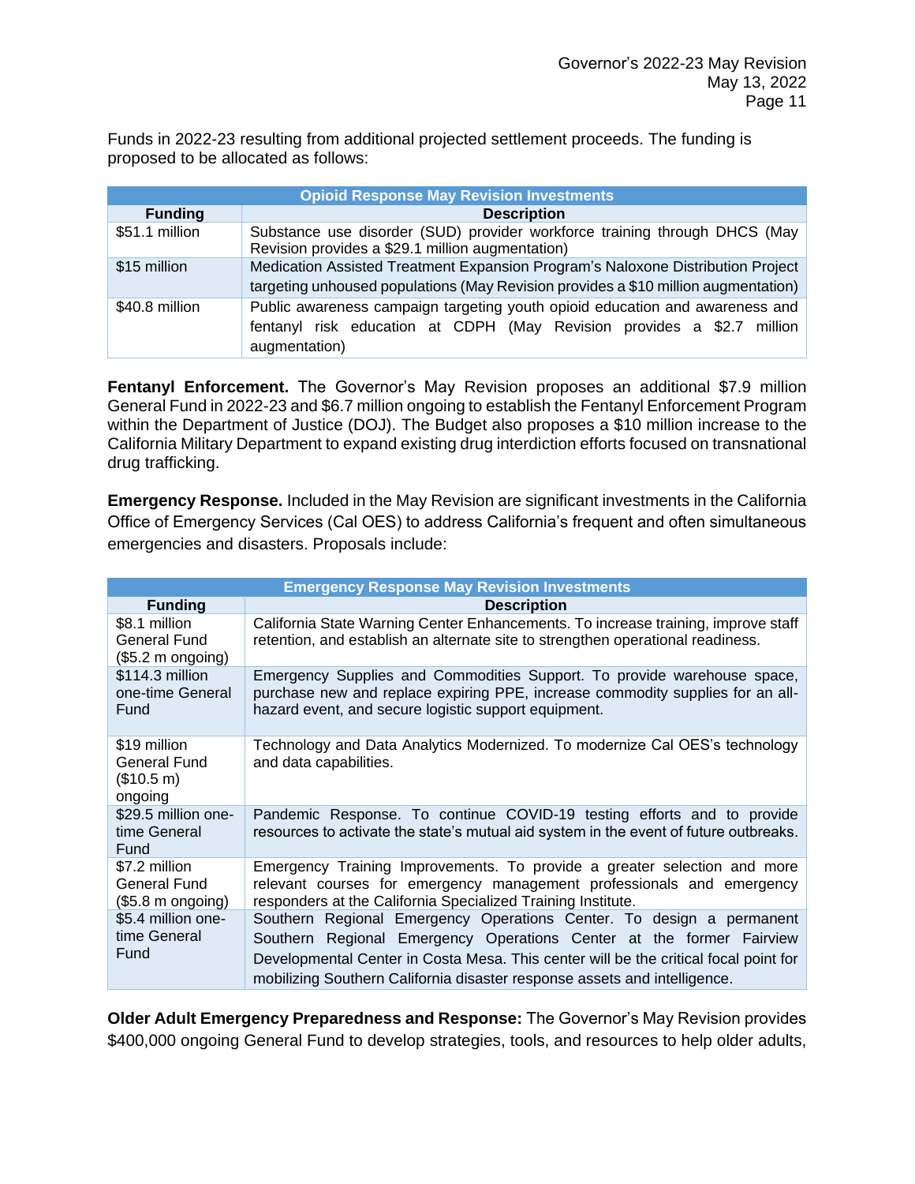Funds in 2022-23 resulting from additional projected settlement proceeds. The funding is proposed to be allocated as follows:

| Opioid Response May Revision Investments | |
|---|---|
| **Funding** | **Description** |
| $51.1 million | Substance use disorder (SUD) provider workforce training through DHCS (May Revision provides a $29.1 million augmentation) |
| $15 million | Medication Assisted Treatment Expansion Program's Naloxone Distribution Project targeting unhoused populations (May Revision provides a $10 million augmentation) |
| $40.8 million | Public awareness campaign targeting youth opioid education and awareness and fentanyl risk education at CDPH (May Revision provides a $2.7 million augmentation) |

**Fentanyl Enforcement.** The Governor's May Revision proposes an additional $7.9 million General Fund in 2022-23 and $6.7 million ongoing to establish the Fentanyl Enforcement Program within the Department of Justice (DOJ). The Budget also proposes a $10 million increase to the California Military Department to expand existing drug interdiction efforts focused on transnational drug trafficking.

**Emergency Response.** Included in the May Revision are significant investments in the California Office of Emergency Services (Cal OES) to address California's frequent and often simultaneous emergencies and disasters. Proposals include:

| Emergency Response May Revision Investments | |
|---|---|
| **Funding** | **Description** |
| $8.1 million General Fund ($5.2 m ongoing) | California State Warning Center Enhancements. To increase training, improve staff retention, and establish an alternate site to strengthen operational readiness. |
| $114.3 million one-time General Fund | Emergency Supplies and Commodities Support. To provide warehouse space, purchase new and replace expiring PPE, increase commodity supplies for an all-hazard event, and secure logistic support equipment. |
| $19 million General Fund ($10.5 m) ongoing | Technology and Data Analytics Modernized. To modernize Cal OES's technology and data capabilities. |
| $29.5 million one-time General Fund | Pandemic Response. To continue COVID-19 testing efforts and to provide resources to activate the state's mutual aid system in the event of future outbreaks. |
| $7.2 million General Fund ($5.8 m ongoing) | Emergency Training Improvements. To provide a greater selection and more relevant courses for emergency management professionals and emergency responders at the California Specialized Training Institute. |
| $5.4 million one-time General Fund | Southern Regional Emergency Operations Center. To design a permanent Southern Regional Emergency Operations Center at the former Fairview Developmental Center in Costa Mesa. This center will be the critical focal point for mobilizing Southern California disaster response assets and intelligence. |

**Older Adult Emergency Preparedness and Response:** The Governor's May Revision provides $400,000 ongoing General Fund to develop strategies, tools, and resources to help older adults,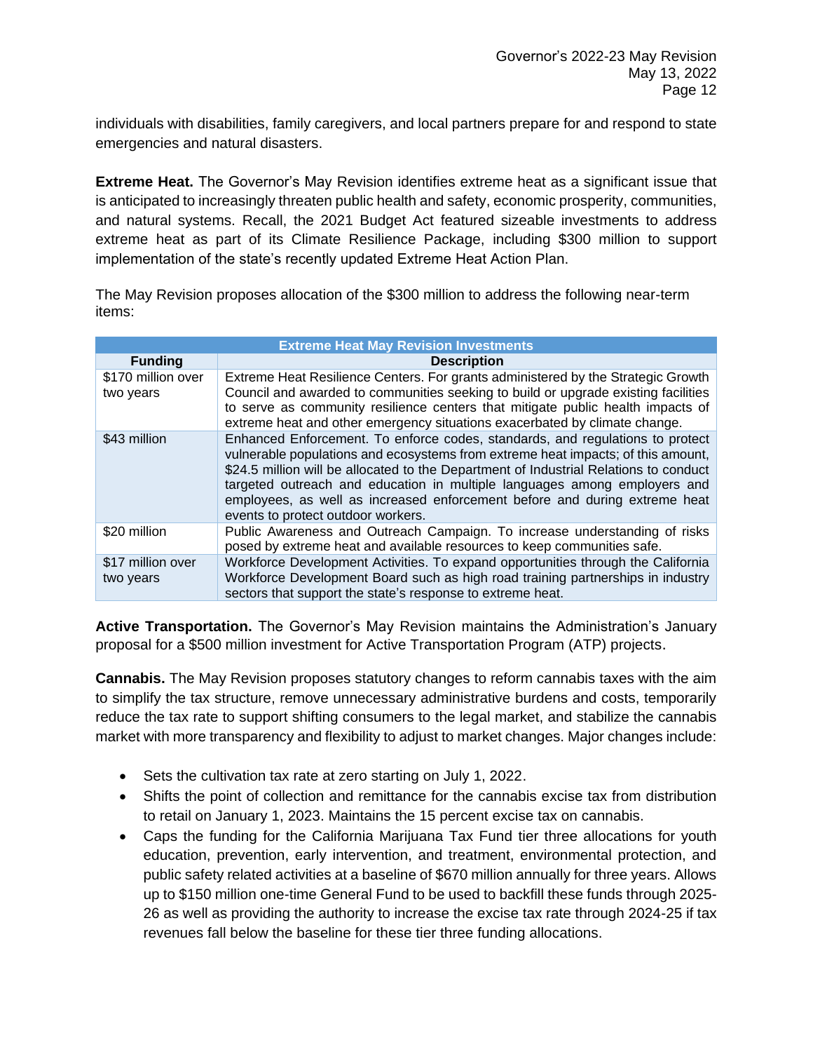individuals with disabilities, family caregivers, and local partners prepare for and respond to state emergencies and natural disasters.

**Extreme Heat.** The Governor's May Revision identifies extreme heat as a significant issue that is anticipated to increasingly threaten public health and safety, economic prosperity, communities, and natural systems. Recall, the 2021 Budget Act featured sizeable investments to address extreme heat as part of its Climate Resilience Package, including $300 million to support implementation of the state's recently updated Extreme Heat Action Plan.

The May Revision proposes allocation of the $300 million to address the following near-term items:

| Extreme Heat May Revision Investments | |
|---|---|
| **Funding** | **Description** |
| $170 million over two years | Extreme Heat Resilience Centers. For grants administered by the Strategic Growth Council and awarded to communities seeking to build or upgrade existing facilities to serve as community resilience centers that mitigate public health impacts of extreme heat and other emergency situations exacerbated by climate change. |
| $43 million | Enhanced Enforcement. To enforce codes, standards, and regulations to protect vulnerable populations and ecosystems from extreme heat impacts; of this amount, $24.5 million will be allocated to the Department of Industrial Relations to conduct targeted outreach and education in multiple languages among employers and employees, as well as increased enforcement before and during extreme heat events to protect outdoor workers. |
| $20 million | Public Awareness and Outreach Campaign. To increase understanding of risks posed by extreme heat and available resources to keep communities safe. |
| $17 million over two years | Workforce Development Activities. To expand opportunities through the California Workforce Development Board such as high road training partnerships in industry sectors that support the state's response to extreme heat. |

**Active Transportation.** The Governor's May Revision maintains the Administration's January proposal for a $500 million investment for Active Transportation Program (ATP) projects.

**Cannabis.** The May Revision proposes statutory changes to reform cannabis taxes with the aim to simplify the tax structure, remove unnecessary administrative burdens and costs, temporarily reduce the tax rate to support shifting consumers to the legal market, and stabilize the cannabis market with more transparency and flexibility to adjust to market changes. Major changes include:

- Sets the cultivation tax rate at zero starting on July 1, 2022.
- Shifts the point of collection and remittance for the cannabis excise tax from distribution to retail on January 1, 2023. Maintains the 15 percent excise tax on cannabis.
- Caps the funding for the California Marijuana Tax Fund tier three allocations for youth education, prevention, early intervention, and treatment, environmental protection, and public safety related activities at a baseline of $670 million annually for three years. Allows up to $150 million one-time General Fund to be used to backfill these funds through 2025-26 as well as providing the authority to increase the excise tax rate through 2024-25 if tax revenues fall below the baseline for these tier three funding allocations.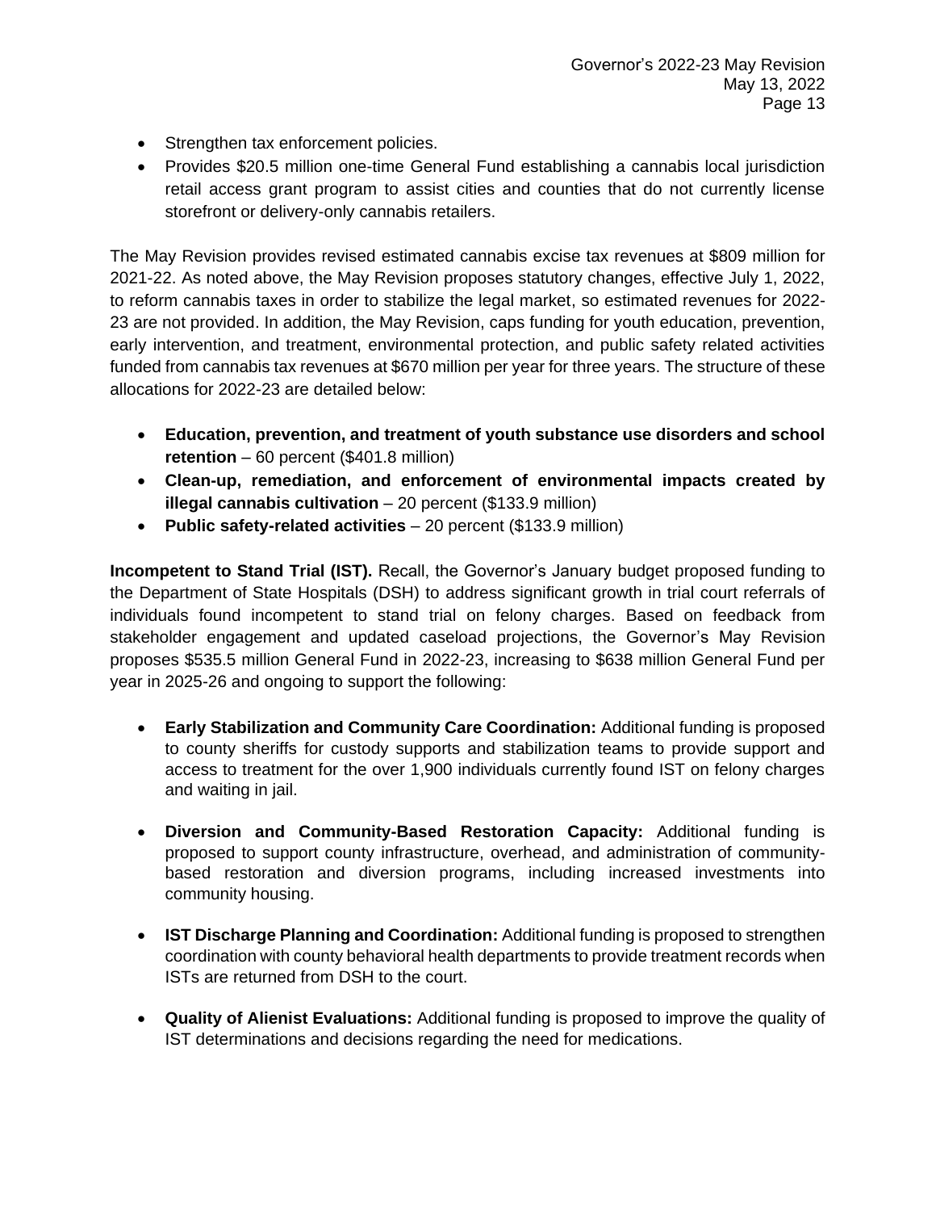- Strengthen tax enforcement policies.
- Provides $20.5 million one-time General Fund establishing a cannabis local jurisdiction retail access grant program to assist cities and counties that do not currently license storefront or delivery-only cannabis retailers.

The May Revision provides revised estimated cannabis excise tax revenues at $809 million for 2021-22. As noted above, the May Revision proposes statutory changes, effective July 1, 2022, to reform cannabis taxes in order to stabilize the legal market, so estimated revenues for 2022-23 are not provided. In addition, the May Revision, caps funding for youth education, prevention, early intervention, and treatment, environmental protection, and public safety related activities funded from cannabis tax revenues at $670 million per year for three years. The structure of these allocations for 2022-23 are detailed below:

- **Education, prevention, and treatment of youth substance use disorders and school retention** – 60 percent ($401.8 million)
- **Clean-up, remediation, and enforcement of environmental impacts created by illegal cannabis cultivation** – 20 percent ($133.9 million)
- **Public safety-related activities** – 20 percent ($133.9 million)

**Incompetent to Stand Trial (IST).** Recall, the Governor's January budget proposed funding to the Department of State Hospitals (DSH) to address significant growth in trial court referrals of individuals found incompetent to stand trial on felony charges. Based on feedback from stakeholder engagement and updated caseload projections, the Governor's May Revision proposes $535.5 million General Fund in 2022-23, increasing to $638 million General Fund per year in 2025-26 and ongoing to support the following:

- **Early Stabilization and Community Care Coordination:** Additional funding is proposed to county sheriffs for custody supports and stabilization teams to provide support and access to treatment for the over 1,900 individuals currently found IST on felony charges and waiting in jail.

- **Diversion and Community-Based Restoration Capacity:** Additional funding is proposed to support county infrastructure, overhead, and administration of community-based restoration and diversion programs, including increased investments into community housing.

- **IST Discharge Planning and Coordination:** Additional funding is proposed to strengthen coordination with county behavioral health departments to provide treatment records when ISTs are returned from DSH to the court.

- **Quality of Alienist Evaluations:** Additional funding is proposed to improve the quality of IST determinations and decisions regarding the need for medications.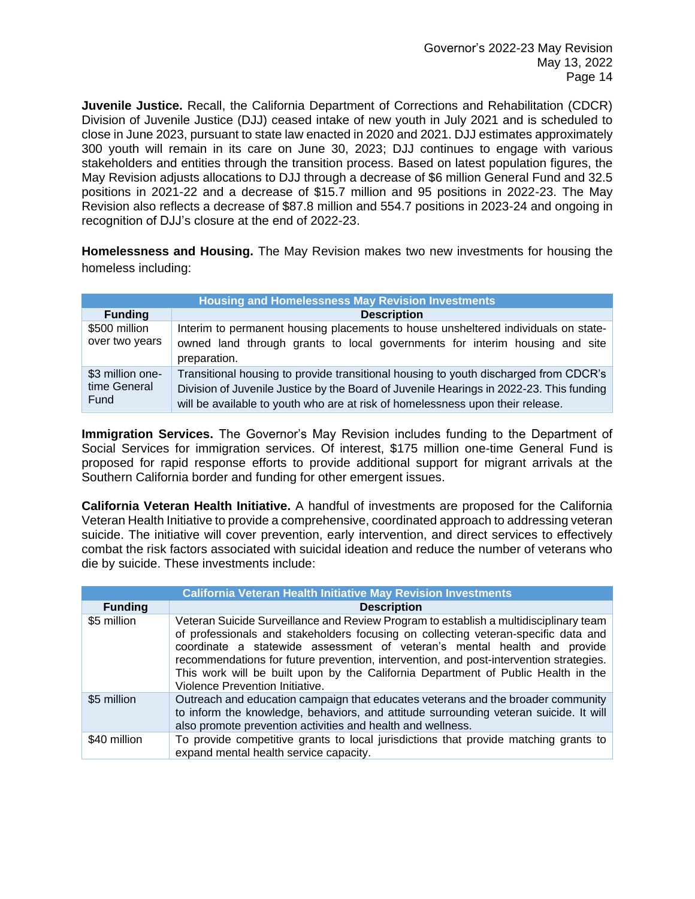**Juvenile Justice.** Recall, the California Department of Corrections and Rehabilitation (CDCR) Division of Juvenile Justice (DJJ) ceased intake of new youth in July 2021 and is scheduled to close in June 2023, pursuant to state law enacted in 2020 and 2021. DJJ estimates approximately 300 youth will remain in its care on June 30, 2023; DJJ continues to engage with various stakeholders and entities through the transition process. Based on latest population figures, the May Revision adjusts allocations to DJJ through a decrease of $6 million General Fund and 32.5 positions in 2021-22 and a decrease of $15.7 million and 95 positions in 2022-23. The May Revision also reflects a decrease of $87.8 million and 554.7 positions in 2023-24 and ongoing in recognition of DJJ's closure at the end of 2022-23.

**Homelessness and Housing.** The May Revision makes two new investments for housing the homeless including:

| Housing and Homelessness May Revision Investments | |
|---|---|
| **Funding** | **Description** |
| $500 million over two years | Interim to permanent housing placements to house unsheltered individuals on state-owned land through grants to local governments for interim housing and site preparation. |
| $3 million one-time General Fund | Transitional housing to provide transitional housing to youth discharged from CDCR's Division of Juvenile Justice by the Board of Juvenile Hearings in 2022-23. This funding will be available to youth who are at risk of homelessness upon their release. |

**Immigration Services.** The Governor's May Revision includes funding to the Department of Social Services for immigration services. Of interest, $175 million one-time General Fund is proposed for rapid response efforts to provide additional support for migrant arrivals at the Southern California border and funding for other emergent issues.

**California Veteran Health Initiative.** A handful of investments are proposed for the California Veteran Health Initiative to provide a comprehensive, coordinated approach to addressing veteran suicide. The initiative will cover prevention, early intervention, and direct services to effectively combat the risk factors associated with suicidal ideation and reduce the number of veterans who die by suicide. These investments include:

| California Veteran Health Initiative May Revision Investments | |
|---|---|
| **Funding** | **Description** |
| $5 million | Veteran Suicide Surveillance and Review Program to establish a multidisciplinary team of professionals and stakeholders focusing on collecting veteran-specific data and coordinate a statewide assessment of veteran's mental health and provide recommendations for future prevention, intervention, and post-intervention strategies. This work will be built upon by the California Department of Public Health in the Violence Prevention Initiative. |
| $5 million | Outreach and education campaign that educates veterans and the broader community to inform the knowledge, behaviors, and attitude surrounding veteran suicide. It will also promote prevention activities and health and wellness. |
| $40 million | To provide competitive grants to local jurisdictions that provide matching grants to expand mental health service capacity. |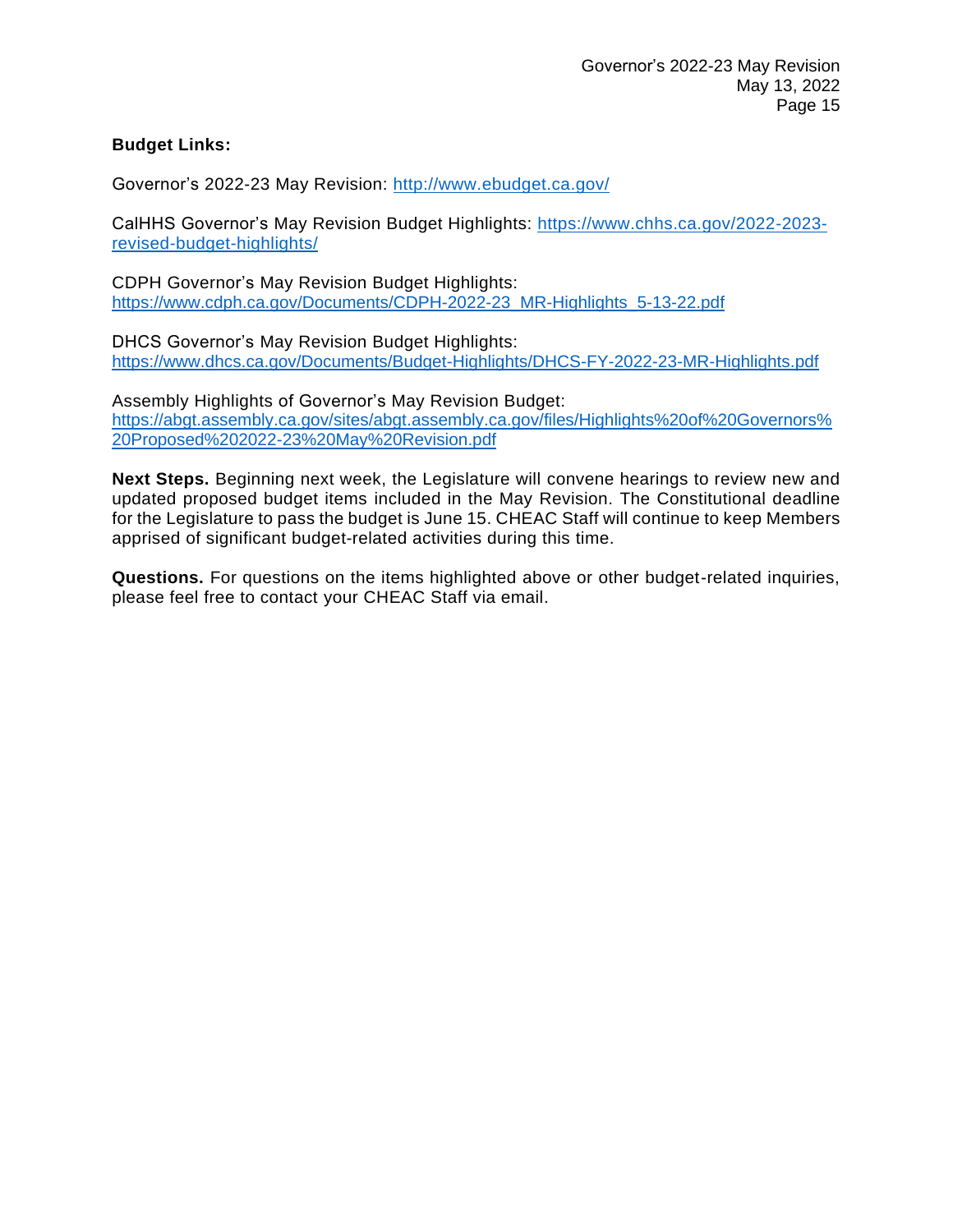**Budget Links:**

Governor's 2022-23 May Revision: [http://www.ebudget.ca.gov/](http://www.ebudget.ca.gov/)

CalHHS Governor's May Revision Budget Highlights: [https://www.chhs.ca.gov/2022-2023-revised-budget-highlights/](https://www.chhs.ca.gov/2022-2023-revised-budget-highlights/)

CDPH Governor's May Revision Budget Highlights: [https://www.cdph.ca.gov/Documents/CDPH-2022-23_MR-Highlights_5-13-22.pdf](https://www.cdph.ca.gov/Documents/CDPH-2022-23_MR-Highlights_5-13-22.pdf)

DHCS Governor's May Revision Budget Highlights: [https://www.dhcs.ca.gov/Documents/Budget-Highlights/DHCS-FY-2022-23-MR-Highlights.pdf](https://www.dhcs.ca.gov/Documents/Budget-Highlights/DHCS-FY-2022-23-MR-Highlights.pdf)

Assembly Highlights of Governor's May Revision Budget: [https://abgt.assembly.ca.gov/sites/abgt.assembly.ca.gov/files/Highlights%20of%20Governors%20Proposed%202022-23%20May%20Revision.pdf](https://abgt.assembly.ca.gov/sites/abgt.assembly.ca.gov/files/Highlights%20of%20Governors%20Proposed%202022-23%20May%20Revision.pdf)

**Next Steps.** Beginning next week, the Legislature will convene hearings to review new and updated proposed budget items included in the May Revision. The Constitutional deadline for the Legislature to pass the budget is June 15. CHEAC Staff will continue to keep Members apprised of significant budget-related activities during this time.

**Questions.** For questions on the items highlighted above or other budget-related inquiries, please feel free to contact your CHEAC Staff via email.